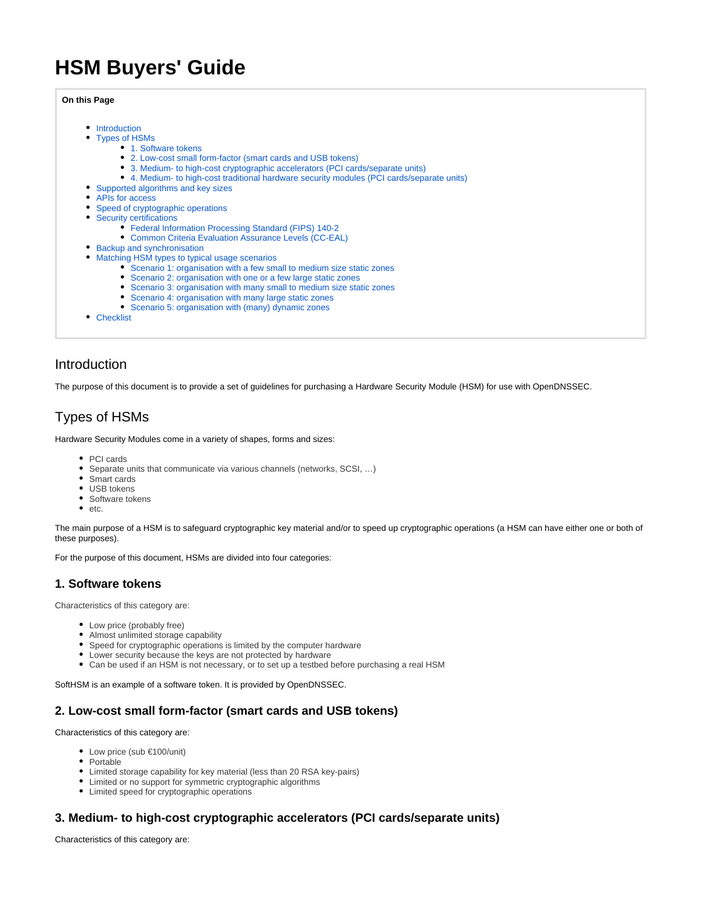# HSM Buyers' Guide

**On this Page**

- Introduction
- Types of HSMs
  - 1. Software tokens
  - 2. Low-cost small form-factor (smart cards and USB tokens)
  - 3. Medium- to high-cost cryptographic accelerators (PCI cards/separate units)
  - 4. Medium- to high-cost traditional hardware security modules (PCI cards/separate units)
- Supported algorithms and key sizes
- APIs for access
- Speed of cryptographic operations
- Security certifications
  - Federal Information Processing Standard (FIPS) 140-2
  - Common Criteria Evaluation Assurance Levels (CC-EAL)
- Backup and synchronisation
- Matching HSM types to typical usage scenarios
  - Scenario 1: organisation with a few small to medium size static zones
  - Scenario 2: organisation with one or a few large static zones
  - Scenario 3: organisation with many small to medium size static zones
  - Scenario 4: organisation with many large static zones
  - Scenario 5: organisation with (many) dynamic zones
- Checklist

## Introduction

The purpose of this document is to provide a set of guidelines for purchasing a Hardware Security Module (HSM) for use with OpenDNSSEC.

## Types of HSMs

Hardware Security Modules come in a variety of shapes, forms and sizes:

- PCI cards
- Separate units that communicate via various channels (networks, SCSI, …)
- Smart cards
- USB tokens
- Software tokens
- etc.

The main purpose of a HSM is to safeguard cryptographic key material and/or to speed up cryptographic operations (a HSM can have either one or both of these purposes).

For the purpose of this document, HSMs are divided into four categories:

### 1. Software tokens

Characteristics of this category are:

- Low price (probably free)
- Almost unlimited storage capability
- Speed for cryptographic operations is limited by the computer hardware
- Lower security because the keys are not protected by hardware
- Can be used if an HSM is not necessary, or to set up a testbed before purchasing a real HSM

SoftHSM is an example of a software token. It is provided by OpenDNSSEC.

### 2. Low-cost small form-factor (smart cards and USB tokens)

Characteristics of this category are:

- Low price (sub €100/unit)
- Portable
- Limited storage capability for key material (less than 20 RSA key-pairs)
- Limited or no support for symmetric cryptographic algorithms
- Limited speed for cryptographic operations

### 3. Medium- to high-cost cryptographic accelerators (PCI cards/separate units)

Characteristics of this category are: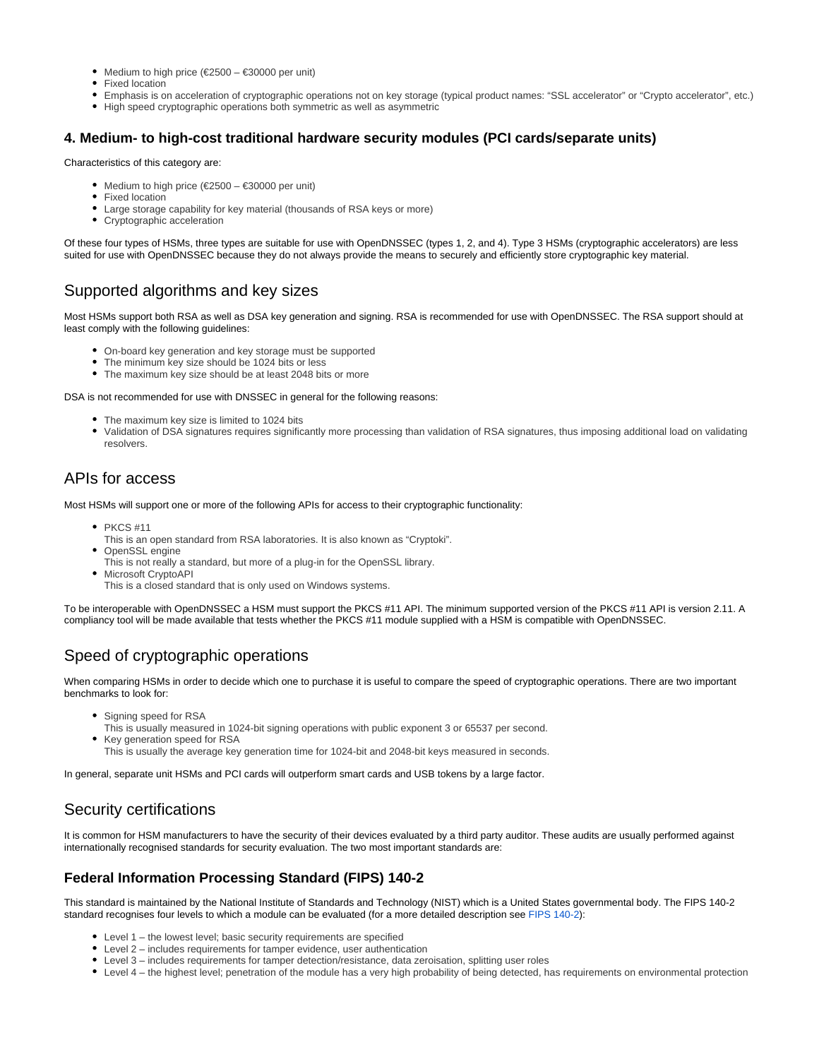- Medium to high price (€2500 – €30000 per unit)
- Fixed location
- Emphasis is on acceleration of cryptographic operations not on key storage (typical product names: “SSL accelerator” or “Crypto accelerator”, etc.)
- High speed cryptographic operations both symmetric as well as asymmetric

### 4. Medium- to high-cost traditional hardware security modules (PCI cards/separate units)

Characteristics of this category are:

- Medium to high price (€2500 – €30000 per unit)
- Fixed location
- Large storage capability for key material (thousands of RSA keys or more)
- Cryptographic acceleration

Of these four types of HSMs, three types are suitable for use with OpenDNSSEC (types 1, 2, and 4). Type 3 HSMs (cryptographic accelerators) are less suited for use with OpenDNSSEC because they do not always provide the means to securely and efficiently store cryptographic key material.

## Supported algorithms and key sizes

Most HSMs support both RSA as well as DSA key generation and signing. RSA is recommended for use with OpenDNSSEC. The RSA support should at least comply with the following guidelines:

- On-board key generation and key storage must be supported
- The minimum key size should be 1024 bits or less
- The maximum key size should be at least 2048 bits or more

DSA is not recommended for use with DNSSEC in general for the following reasons:

- The maximum key size is limited to 1024 bits
- Validation of DSA signatures requires significantly more processing than validation of RSA signatures, thus imposing additional load on validating resolvers.

## APIs for access

Most HSMs will support one or more of the following APIs for access to their cryptographic functionality:

- PKCS #11
  This is an open standard from RSA laboratories. It is also known as “Cryptoki”.
- OpenSSL engine
  This is not really a standard, but more of a plug-in for the OpenSSL library.
- Microsoft CryptoAPI
  This is a closed standard that is only used on Windows systems.

To be interoperable with OpenDNSSEC a HSM must support the PKCS #11 API. The minimum supported version of the PKCS #11 API is version 2.11. A compliancy tool will be made available that tests whether the PKCS #11 module supplied with a HSM is compatible with OpenDNSSEC.

## Speed of cryptographic operations

When comparing HSMs in order to decide which one to purchase it is useful to compare the speed of cryptographic operations. There are two important benchmarks to look for:

- Signing speed for RSA
  This is usually measured in 1024-bit signing operations with public exponent 3 or 65537 per second.
- Key generation speed for RSA
  This is usually the average key generation time for 1024-bit and 2048-bit keys measured in seconds.

In general, separate unit HSMs and PCI cards will outperform smart cards and USB tokens by a large factor.

## Security certifications

It is common for HSM manufacturers to have the security of their devices evaluated by a third party auditor. These audits are usually performed against internationally recognised standards for security evaluation. The two most important standards are:

### Federal Information Processing Standard (FIPS) 140-2

This standard is maintained by the National Institute of Standards and Technology (NIST) which is a United States governmental body. The FIPS 140-2 standard recognises four levels to which a module can be evaluated (for a more detailed description see FIPS 140-2):

- Level 1 – the lowest level; basic security requirements are specified
- Level 2 – includes requirements for tamper evidence, user authentication
- Level 3 – includes requirements for tamper detection/resistance, data zeroisation, splitting user roles
- Level 4 – the highest level; penetration of the module has a very high probability of being detected, has requirements on environmental protection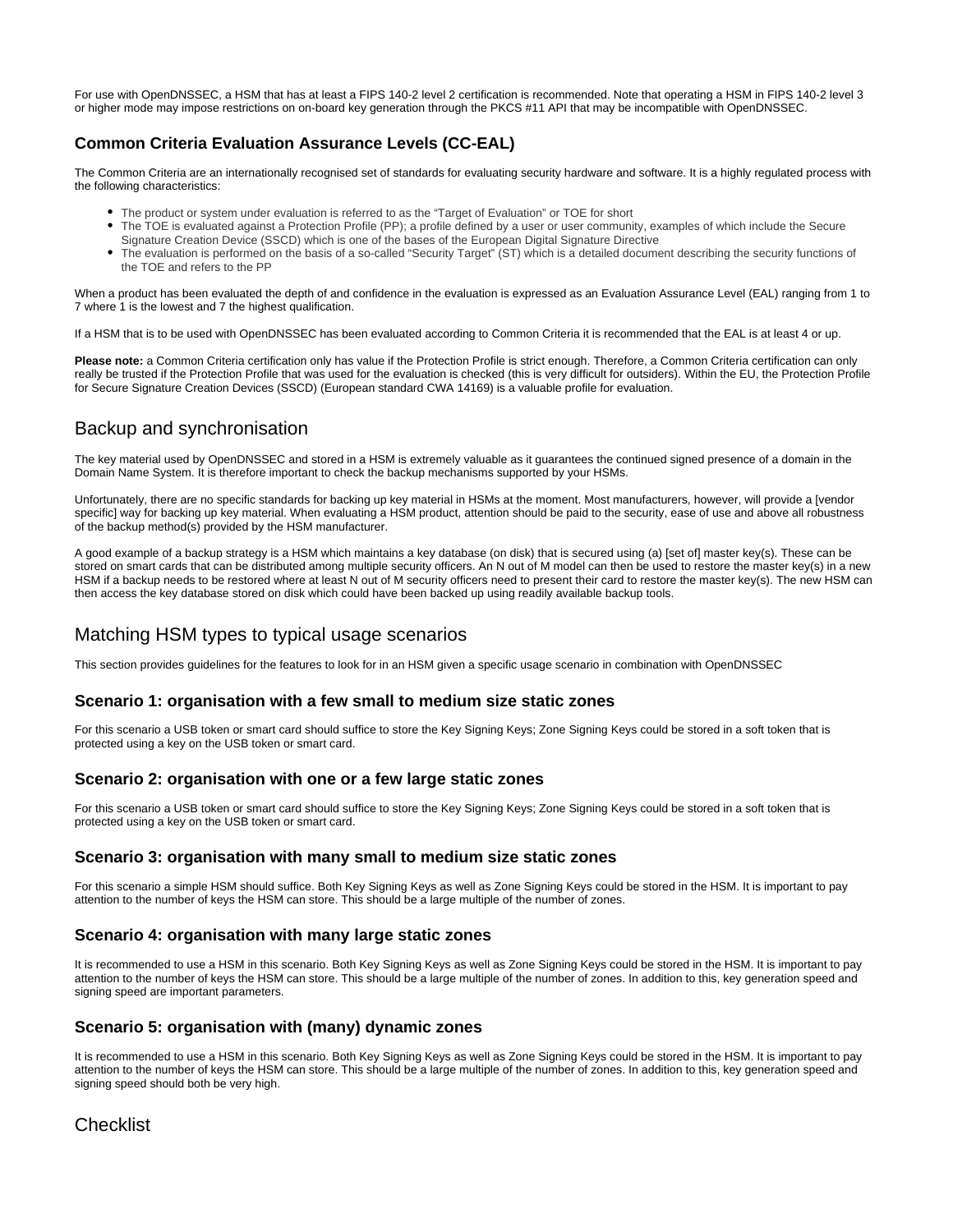For use with OpenDNSSEC, a HSM that has at least a FIPS 140-2 level 2 certification is recommended. Note that operating a HSM in FIPS 140-2 level 3 or higher mode may impose restrictions on on-board key generation through the PKCS #11 API that may be incompatible with OpenDNSSEC.

### Common Criteria Evaluation Assurance Levels (CC-EAL)

The Common Criteria are an internationally recognised set of standards for evaluating security hardware and software. It is a highly regulated process with the following characteristics:

- The product or system under evaluation is referred to as the “Target of Evaluation” or TOE for short
- The TOE is evaluated against a Protection Profile (PP); a profile defined by a user or user community, examples of which include the Secure Signature Creation Device (SSCD) which is one of the bases of the European Digital Signature Directive
- The evaluation is performed on the basis of a so-called “Security Target” (ST) which is a detailed document describing the security functions of the TOE and refers to the PP

When a product has been evaluated the depth of and confidence in the evaluation is expressed as an Evaluation Assurance Level (EAL) ranging from 1 to 7 where 1 is the lowest and 7 the highest qualification.

If a HSM that is to be used with OpenDNSSEC has been evaluated according to Common Criteria it is recommended that the EAL is at least 4 or up.

**Please note:** a Common Criteria certification only has value if the Protection Profile is strict enough. Therefore, a Common Criteria certification can only really be trusted if the Protection Profile that was used for the evaluation is checked (this is very difficult for outsiders). Within the EU, the Protection Profile for Secure Signature Creation Devices (SSCD) (European standard CWA 14169) is a valuable profile for evaluation.

## Backup and synchronisation

The key material used by OpenDNSSEC and stored in a HSM is extremely valuable as it guarantees the continued signed presence of a domain in the Domain Name System. It is therefore important to check the backup mechanisms supported by your HSMs.

Unfortunately, there are no specific standards for backing up key material in HSMs at the moment. Most manufacturers, however, will provide a [vendor specific] way for backing up key material. When evaluating a HSM product, attention should be paid to the security, ease of use and above all robustness of the backup method(s) provided by the HSM manufacturer.

A good example of a backup strategy is a HSM which maintains a key database (on disk) that is secured using (a) [set of] master key(s). These can be stored on smart cards that can be distributed among multiple security officers. An N out of M model can then be used to restore the master key(s) in a new HSM if a backup needs to be restored where at least N out of M security officers need to present their card to restore the master key(s). The new HSM can then access the key database stored on disk which could have been backed up using readily available backup tools.

## Matching HSM types to typical usage scenarios

This section provides guidelines for the features to look for in an HSM given a specific usage scenario in combination with OpenDNSSEC

### Scenario 1: organisation with a few small to medium size static zones

For this scenario a USB token or smart card should suffice to store the Key Signing Keys; Zone Signing Keys could be stored in a soft token that is protected using a key on the USB token or smart card.

### Scenario 2: organisation with one or a few large static zones

For this scenario a USB token or smart card should suffice to store the Key Signing Keys; Zone Signing Keys could be stored in a soft token that is protected using a key on the USB token or smart card.

### Scenario 3: organisation with many small to medium size static zones

For this scenario a simple HSM should suffice. Both Key Signing Keys as well as Zone Signing Keys could be stored in the HSM. It is important to pay attention to the number of keys the HSM can store. This should be a large multiple of the number of zones.

### Scenario 4: organisation with many large static zones

It is recommended to use a HSM in this scenario. Both Key Signing Keys as well as Zone Signing Keys could be stored in the HSM. It is important to pay attention to the number of keys the HSM can store. This should be a large multiple of the number of zones. In addition to this, key generation speed and signing speed are important parameters.

### Scenario 5: organisation with (many) dynamic zones

It is recommended to use a HSM in this scenario. Both Key Signing Keys as well as Zone Signing Keys could be stored in the HSM. It is important to pay attention to the number of keys the HSM can store. This should be a large multiple of the number of zones. In addition to this, key generation speed and signing speed should both be very high.

## Checklist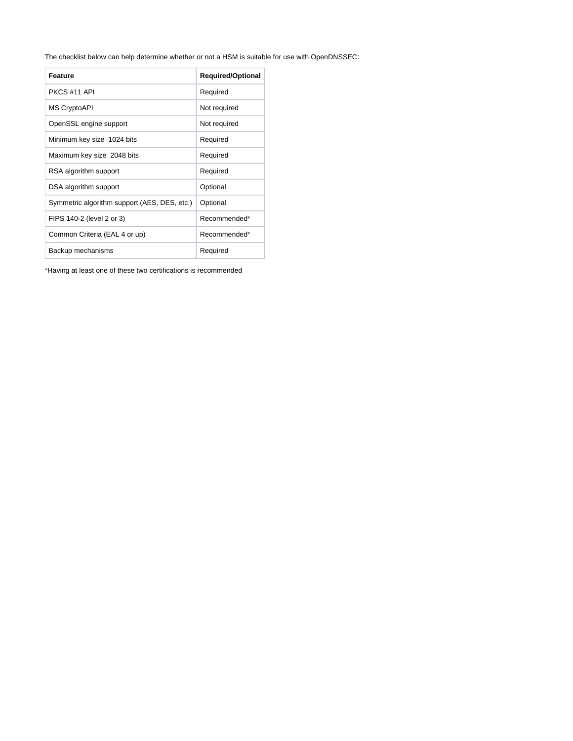The checklist below can help determine whether or not a HSM is suitable for use with OpenDNSSEC:

| Feature | Required/Optional |
|---|---|
| PKCS #11 API | Required |
| MS CryptoAPI | Not required |
| OpenSSL engine support | Not required |
| Minimum key size  1024 bits | Required |
| Maximum key size  2048 bits | Required |
| RSA algorithm support | Required |
| DSA algorithm support | Optional |
| Symmetric algorithm support (AES, DES, etc.) | Optional |
| FIPS 140-2 (level 2 or 3) | Recommended* |
| Common Criteria (EAL 4 or up) | Recommended* |
| Backup mechanisms | Required |

*Having at least one of these two certifications is recommended